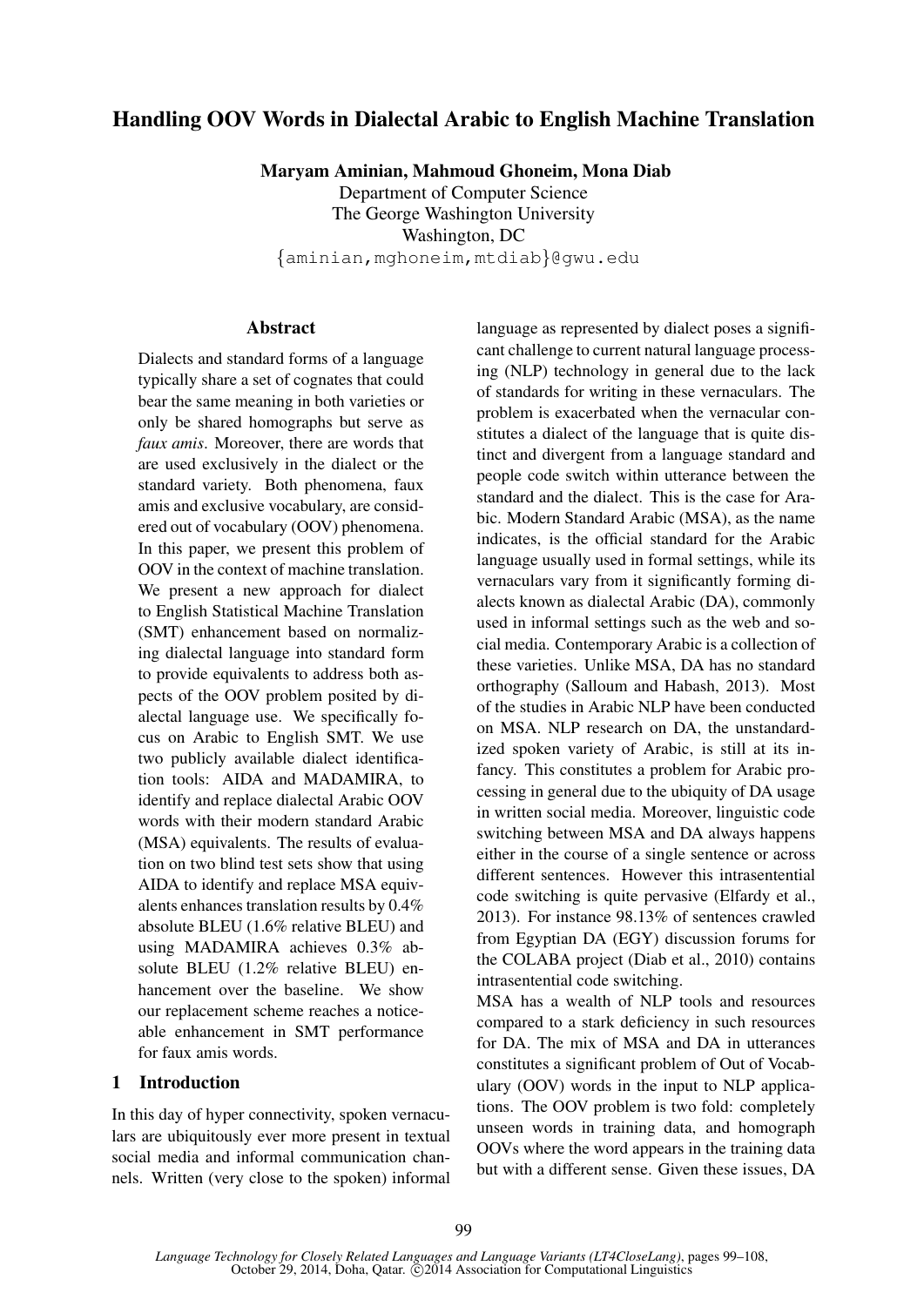# Handling OOV Words in Dialectal Arabic to English Machine Translation

**Maryam Aminian, Mahmoud Ghoneim, Mona Diab**
Department of Computer Science
The George Washington University
Washington, DC
{aminian,mghoneim,mtdiab}@gwu.edu

## Abstract

Dialects and standard forms of a language typically share a set of cognates that could bear the same meaning in both varieties or only be shared homographs but serve as *faux amis*. Moreover, there are words that are used exclusively in the dialect or the standard variety. Both phenomena, faux amis and exclusive vocabulary, are considered out of vocabulary (OOV) phenomena. In this paper, we present this problem of OOV in the context of machine translation. We present a new approach for dialect to English Statistical Machine Translation (SMT) enhancement based on normalizing dialectal language into standard form to provide equivalents to address both aspects of the OOV problem posited by dialectal language use. We specifically focus on Arabic to English SMT. We use two publicly available dialect identification tools: AIDA and MADAMIRA, to identify and replace dialectal Arabic OOV words with their modern standard Arabic (MSA) equivalents. The results of evaluation on two blind test sets show that using AIDA to identify and replace MSA equivalents enhances translation results by 0.4% absolute BLEU (1.6% relative BLEU) and using MADAMIRA achieves 0.3% absolute BLEU (1.2% relative BLEU) enhancement over the baseline. We show our replacement scheme reaches a noticeable enhancement in SMT performance for faux amis words.

## 1 Introduction

In this day of hyper connectivity, spoken vernaculars are ubiquitously ever more present in textual social media and informal communication channels. Written (very close to the spoken) informal language as represented by dialect poses a significant challenge to current natural language processing (NLP) technology in general due to the lack of standards for writing in these vernaculars. The problem is exacerbated when the vernacular constitutes a dialect of the language that is quite distinct and divergent from a language standard and people code switch within utterance between the standard and the dialect. This is the case for Arabic. Modern Standard Arabic (MSA), as the name indicates, is the official standard for the Arabic language usually used in formal settings, while its vernaculars vary from it significantly forming dialects known as dialectal Arabic (DA), commonly used in informal settings such as the web and social media. Contemporary Arabic is a collection of these varieties. Unlike MSA, DA has no standard orthography (Salloum and Habash, 2013). Most of the studies in Arabic NLP have been conducted on MSA. NLP research on DA, the unstandardized spoken variety of Arabic, is still at its infancy. This constitutes a problem for Arabic processing in general due to the ubiquity of DA usage in written social media. Moreover, linguistic code switching between MSA and DA always happens either in the course of a single sentence or across different sentences. However this intrasentential code switching is quite pervasive (Elfardy et al., 2013). For instance 98.13% of sentences crawled from Egyptian DA (EGY) discussion forums for the COLABA project (Diab et al., 2010) contains intrasentential code switching.

MSA has a wealth of NLP tools and resources compared to a stark deficiency in such resources for DA. The mix of MSA and DA in utterances constitutes a significant problem of Out of Vocabulary (OOV) words in the input to NLP applications. The OOV problem is two fold: completely unseen words in training data, and homograph OOVs where the word appears in the training data but with a different sense. Given these issues, DA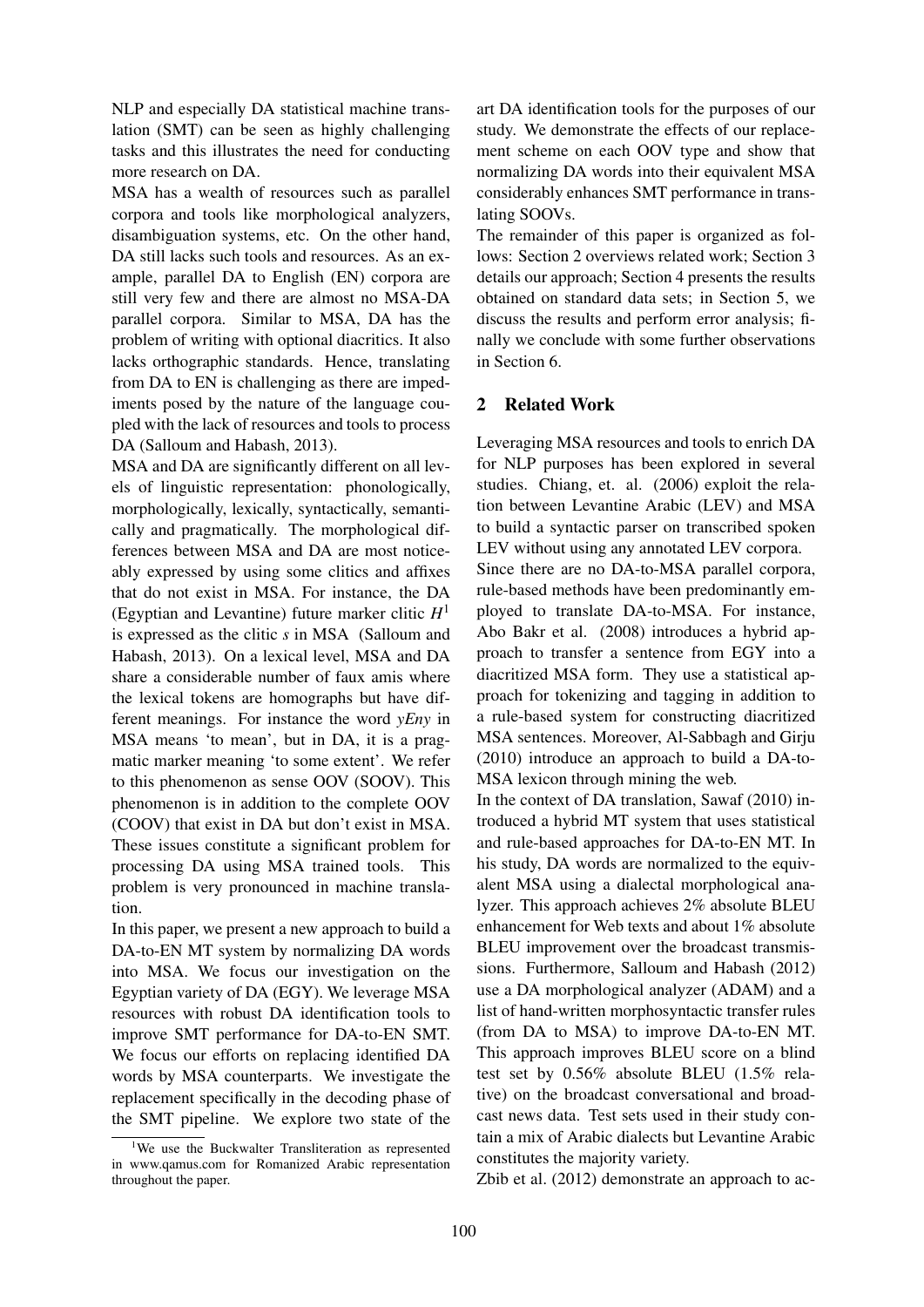NLP and especially DA statistical machine translation (SMT) can be seen as highly challenging tasks and this illustrates the need for conducting more research on DA.

MSA has a wealth of resources such as parallel corpora and tools like morphological analyzers, disambiguation systems, etc. On the other hand, DA still lacks such tools and resources. As an example, parallel DA to English (EN) corpora are still very few and there are almost no MSA-DA parallel corpora. Similar to MSA, DA has the problem of writing with optional diacritics. It also lacks orthographic standards. Hence, translating from DA to EN is challenging as there are impediments posed by the nature of the language coupled with the lack of resources and tools to process DA (Salloum and Habash, 2013).

MSA and DA are significantly different on all levels of linguistic representation: phonologically, morphologically, lexically, syntactically, semantically and pragmatically. The morphological differences between MSA and DA are most noticeably expressed by using some clitics and affixes that do not exist in MSA. For instance, the DA (Egyptian and Levantine) future marker clitic *H*[1] is expressed as the clitic *s* in MSA (Salloum and Habash, 2013). On a lexical level, MSA and DA share a considerable number of faux amis where the lexical tokens are homographs but have different meanings. For instance the word *yEny* in MSA means 'to mean', but in DA, it is a pragmatic marker meaning 'to some extent'. We refer to this phenomenon as sense OOV (SOOV). This phenomenon is in addition to the complete OOV (COOV) that exist in DA but don't exist in MSA. These issues constitute a significant problem for processing DA using MSA trained tools. This problem is very pronounced in machine translation.

In this paper, we present a new approach to build a DA-to-EN MT system by normalizing DA words into MSA. We focus our investigation on the Egyptian variety of DA (EGY). We leverage MSA resources with robust DA identification tools to improve SMT performance for DA-to-EN SMT. We focus our efforts on replacing identified DA words by MSA counterparts. We investigate the replacement specifically in the decoding phase of the SMT pipeline. We explore two state of the art DA identification tools for the purposes of our study. We demonstrate the effects of our replacement scheme on each OOV type and show that normalizing DA words into their equivalent MSA considerably enhances SMT performance in translating SOOVs.

The remainder of this paper is organized as follows: Section 2 overviews related work; Section 3 details our approach; Section 4 presents the results obtained on standard data sets; in Section 5, we discuss the results and perform error analysis; finally we conclude with some further observations in Section 6.

[1]We use the Buckwalter Transliteration as represented in www.qamus.com for Romanized Arabic representation throughout the paper.

## 2 Related Work

Leveraging MSA resources and tools to enrich DA for NLP purposes has been explored in several studies. Chiang, et. al. (2006) exploit the relation between Levantine Arabic (LEV) and MSA to build a syntactic parser on transcribed spoken LEV without using any annotated LEV corpora.

Since there are no DA-to-MSA parallel corpora, rule-based methods have been predominantly employed to translate DA-to-MSA. For instance, Abo Bakr et al. (2008) introduces a hybrid approach to transfer a sentence from EGY into a diacritized MSA form. They use a statistical approach for tokenizing and tagging in addition to a rule-based system for constructing diacritized MSA sentences. Moreover, Al-Sabbagh and Girju (2010) introduce an approach to build a DA-to-MSA lexicon through mining the web.

In the context of DA translation, Sawaf (2010) introduced a hybrid MT system that uses statistical and rule-based approaches for DA-to-EN MT. In his study, DA words are normalized to the equivalent MSA using a dialectal morphological analyzer. This approach achieves 2% absolute BLEU enhancement for Web texts and about 1% absolute BLEU improvement over the broadcast transmissions. Furthermore, Salloum and Habash (2012) use a DA morphological analyzer (ADAM) and a list of hand-written morphosyntactic transfer rules (from DA to MSA) to improve DA-to-EN MT. This approach improves BLEU score on a blind test set by 0.56% absolute BLEU (1.5% relative) on the broadcast conversational and broadcast news data. Test sets used in their study contain a mix of Arabic dialects but Levantine Arabic constitutes the majority variety.

Zbib et al. (2012) demonstrate an approach to ac-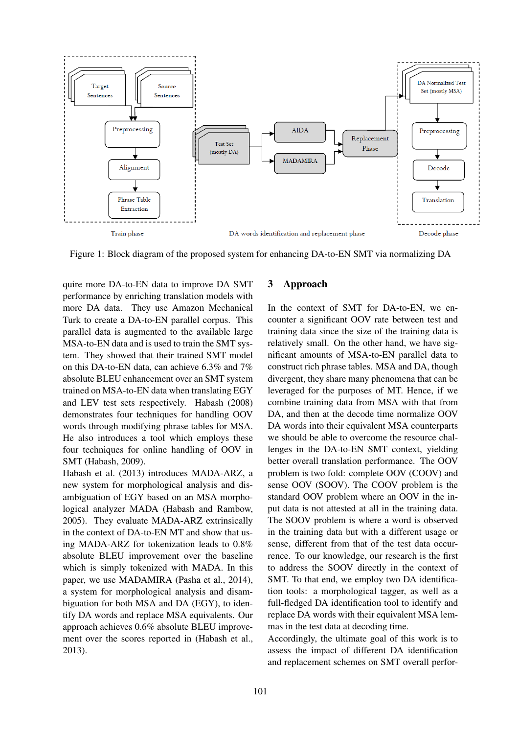Figure 1: Block diagram of the proposed system for enhancing DA-to-EN SMT via normalizing DA

quire more DA-to-EN data to improve DA SMT performance by enriching translation models with more DA data. They use Amazon Mechanical Turk to create a DA-to-EN parallel corpus. This parallel data is augmented to the available large MSA-to-EN data and is used to train the SMT system. They showed that their trained SMT model on this DA-to-EN data, can achieve 6.3% and 7% absolute BLEU enhancement over an SMT system trained on MSA-to-EN data when translating EGY and LEV test sets respectively. Habash (2008) demonstrates four techniques for handling OOV words through modifying phrase tables for MSA. He also introduces a tool which employs these four techniques for online handling of OOV in SMT (Habash, 2009).

Habash et al. (2013) introduces MADA-ARZ, a new system for morphological analysis and disambiguation of EGY based on an MSA morphological analyzer MADA (Habash and Rambow, 2005). They evaluate MADA-ARZ extrinsically in the context of DA-to-EN MT and show that using MADA-ARZ for tokenization leads to 0.8% absolute BLEU improvement over the baseline which is simply tokenized with MADA. In this paper, we use MADAMIRA (Pasha et al., 2014), a system for morphological analysis and disambiguation for both MSA and DA (EGY), to identify DA words and replace MSA equivalents. Our approach achieves 0.6% absolute BLEU improvement over the scores reported in (Habash et al., 2013).

## 3 Approach

In the context of SMT for DA-to-EN, we encounter a significant OOV rate between test and training data since the size of the training data is relatively small. On the other hand, we have significant amounts of MSA-to-EN parallel data to construct rich phrase tables. MSA and DA, though divergent, they share many phenomena that can be leveraged for the purposes of MT. Hence, if we combine training data from MSA with that from DA, and then at the decode time normalize OOV DA words into their equivalent MSA counterparts we should be able to overcome the resource challenges in the DA-to-EN SMT context, yielding better overall translation performance. The OOV problem is two fold: complete OOV (COOV) and sense OOV (SOOV). The COOV problem is the standard OOV problem where an OOV in the input data is not attested at all in the training data. The SOOV problem is where a word is observed in the training data but with a different usage or sense, different from that of the test data occurrence. To our knowledge, our research is the first to address the SOOV directly in the context of SMT. To that end, we employ two DA identification tools: a morphological tagger, as well as a full-fledged DA identification tool to identify and replace DA words with their equivalent MSA lemmas in the test data at decoding time.

Accordingly, the ultimate goal of this work is to assess the impact of different DA identification and replacement schemes on SMT overall perfor-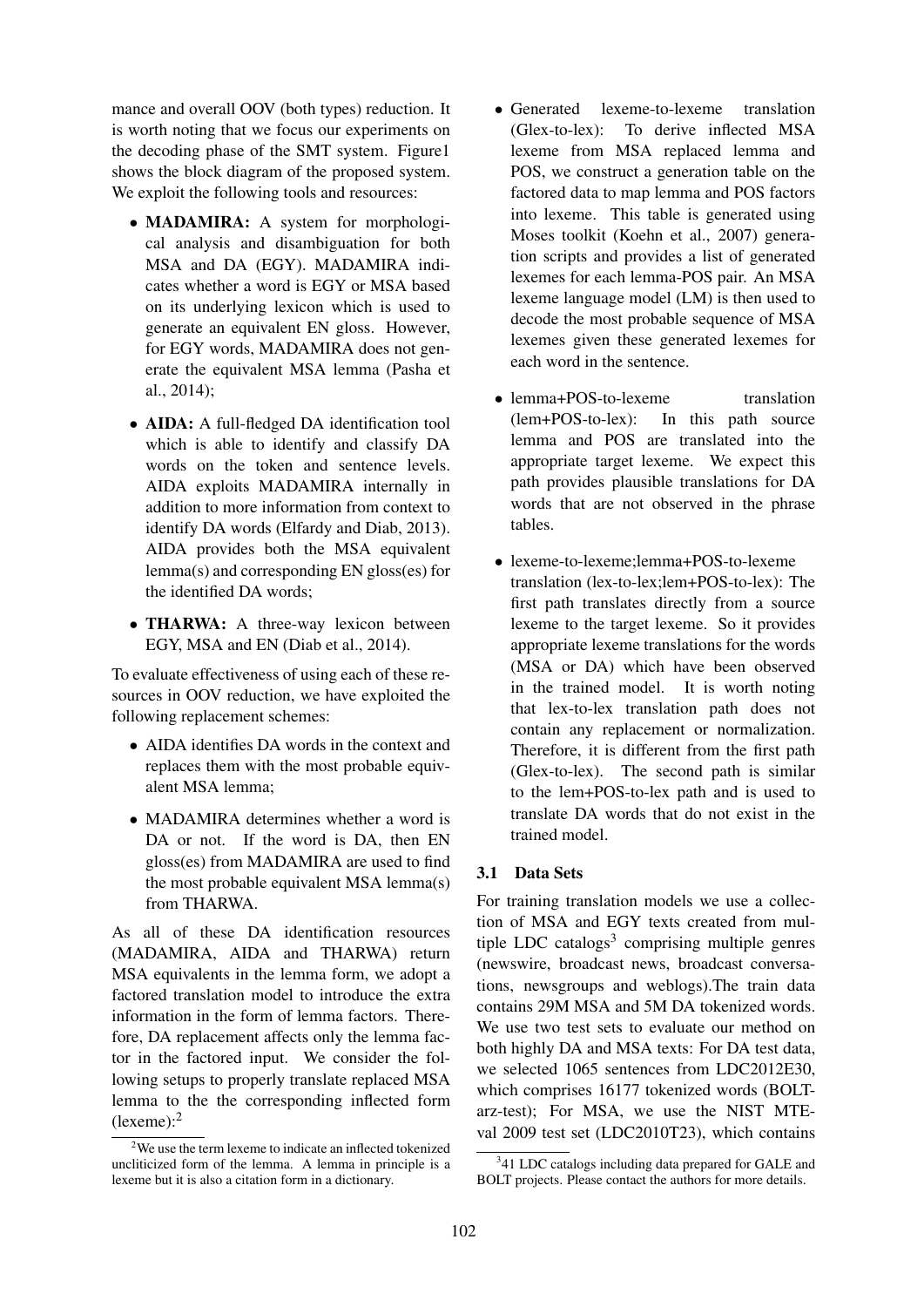mance and overall OOV (both types) reduction. It is worth noting that we focus our experiments on the decoding phase of the SMT system. Figure1 shows the block diagram of the proposed system. We exploit the following tools and resources:

- **MADAMIRA:** A system for morphological analysis and disambiguation for both MSA and DA (EGY). MADAMIRA indicates whether a word is EGY or MSA based on its underlying lexicon which is used to generate an equivalent EN gloss. However, for EGY words, MADAMIRA does not generate the equivalent MSA lemma (Pasha et al., 2014);
- **AIDA:** A full-fledged DA identification tool which is able to identify and classify DA words on the token and sentence levels. AIDA exploits MADAMIRA internally in addition to more information from context to identify DA words (Elfardy and Diab, 2013). AIDA provides both the MSA equivalent lemma(s) and corresponding EN gloss(es) for the identified DA words;
- **THARWA:** A three-way lexicon between EGY, MSA and EN (Diab et al., 2014).

To evaluate effectiveness of using each of these resources in OOV reduction, we have exploited the following replacement schemes:

- AIDA identifies DA words in the context and replaces them with the most probable equivalent MSA lemma;
- MADAMIRA determines whether a word is DA or not. If the word is DA, then EN gloss(es) from MADAMIRA are used to find the most probable equivalent MSA lemma(s) from THARWA.

As all of these DA identification resources (MADAMIRA, AIDA and THARWA) return MSA equivalents in the lemma form, we adopt a factored translation model to introduce the extra information in the form of lemma factors. Therefore, DA replacement affects only the lemma factor in the factored input. We consider the following setups to properly translate replaced MSA lemma to the the corresponding inflected form (lexeme):[2]

- Generated lexeme-to-lexeme translation (Glex-to-lex): To derive inflected MSA lexeme from MSA replaced lemma and POS, we construct a generation table on the factored data to map lemma and POS factors into lexeme. This table is generated using Moses toolkit (Koehn et al., 2007) generation scripts and provides a list of generated lexemes for each lemma-POS pair. An MSA lexeme language model (LM) is then used to decode the most probable sequence of MSA lexemes given these generated lexemes for each word in the sentence.
- lemma+POS-to-lexeme translation (lem+POS-to-lex): In this path source lemma and POS are translated into the appropriate target lexeme. We expect this path provides plausible translations for DA words that are not observed in the phrase tables.
- lexeme-to-lexeme;lemma+POS-to-lexeme translation (lex-to-lex;lem+POS-to-lex): The first path translates directly from a source lexeme to the target lexeme. So it provides appropriate lexeme translations for the words (MSA or DA) which have been observed in the trained model. It is worth noting that lex-to-lex translation path does not contain any replacement or normalization. Therefore, it is different from the first path (Glex-to-lex). The second path is similar to the lem+POS-to-lex path and is used to translate DA words that do not exist in the trained model.

### 3.1 Data Sets

For training translation models we use a collection of MSA and EGY texts created from multiple LDC catalogs[3] comprising multiple genres (newswire, broadcast news, broadcast conversations, newsgroups and weblogs).The train data contains 29M MSA and 5M DA tokenized words. We use two test sets to evaluate our method on both highly DA and MSA texts: For DA test data, we selected 1065 sentences from LDC2012E30, which comprises 16177 tokenized words (BOLT-arz-test); For MSA, we use the NIST MTEval 2009 test set (LDC2010T23), which contains

[2] We use the term lexeme to indicate an inflected tokenized uncliticized form of the lemma. A lemma in principle is a lexeme but it is also a citation form in a dictionary.

[3] 41 LDC catalogs including data prepared for GALE and BOLT projects. Please contact the authors for more details.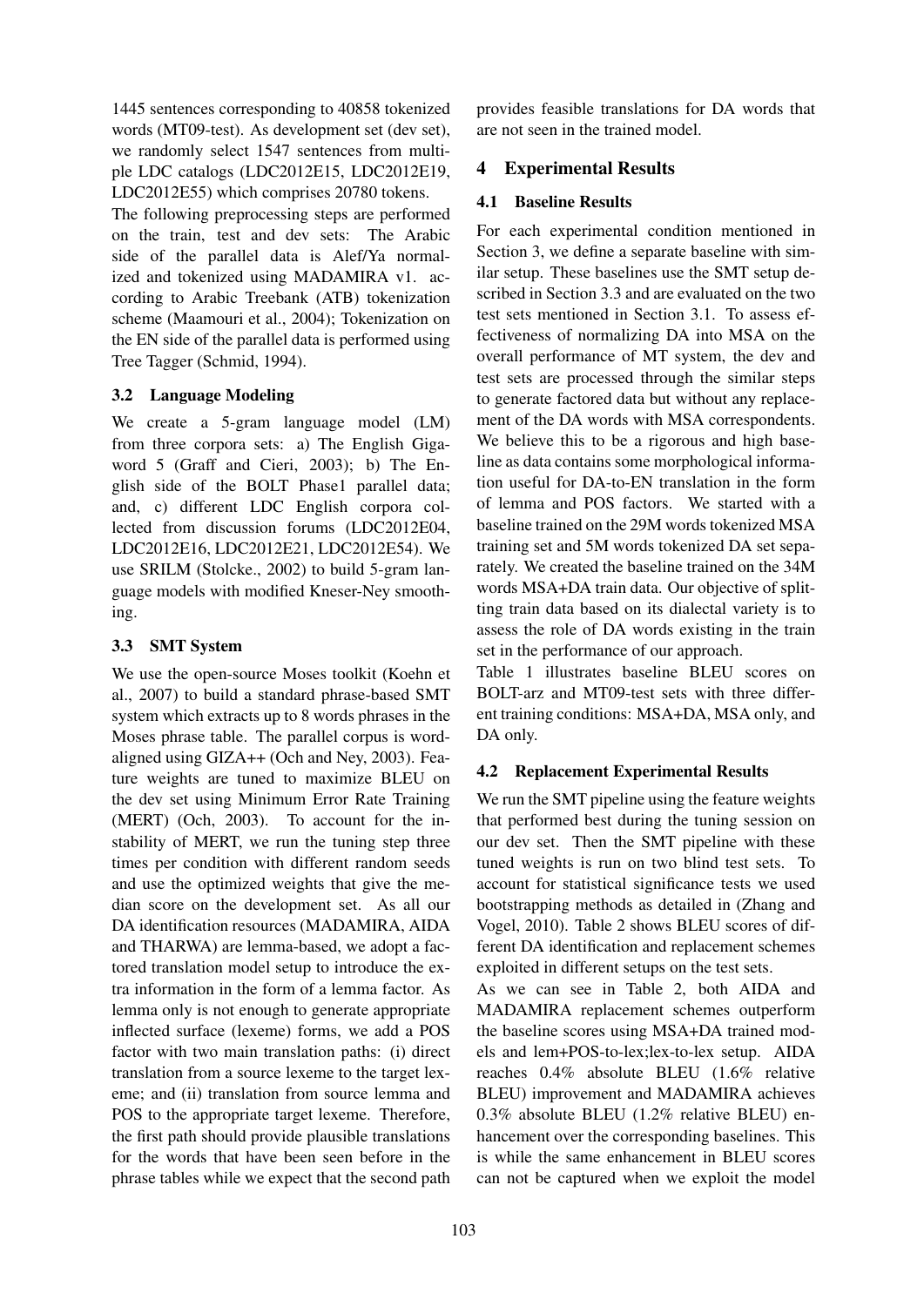1445 sentences corresponding to 40858 tokenized words (MT09-test). As development set (dev set), we randomly select 1547 sentences from multiple LDC catalogs (LDC2012E15, LDC2012E19, LDC2012E55) which comprises 20780 tokens.

The following preprocessing steps are performed on the train, test and dev sets: The Arabic side of the parallel data is Alef/Ya normalized and tokenized using MADAMIRA v1. according to Arabic Treebank (ATB) tokenization scheme (Maamouri et al., 2004); Tokenization on the EN side of the parallel data is performed using Tree Tagger (Schmid, 1994).

### 3.2 Language Modeling

We create a 5-gram language model (LM) from three corpora sets: a) The English Gigaword 5 (Graff and Cieri, 2003); b) The English side of the BOLT Phase1 parallel data; and, c) different LDC English corpora collected from discussion forums (LDC2012E04, LDC2012E16, LDC2012E21, LDC2012E54). We use SRILM (Stolcke., 2002) to build 5-gram language models with modified Kneser-Ney smoothing.

### 3.3 SMT System

We use the open-source Moses toolkit (Koehn et al., 2007) to build a standard phrase-based SMT system which extracts up to 8 words phrases in the Moses phrase table. The parallel corpus is word-aligned using GIZA++ (Och and Ney, 2003). Feature weights are tuned to maximize BLEU on the dev set using Minimum Error Rate Training (MERT) (Och, 2003). To account for the instability of MERT, we run the tuning step three times per condition with different random seeds and use the optimized weights that give the median score on the development set. As all our DA identification resources (MADAMIRA, AIDA and THARWA) are lemma-based, we adopt a factored translation model setup to introduce the extra information in the form of a lemma factor. As lemma only is not enough to generate appropriate inflected surface (lexeme) forms, we add a POS factor with two main translation paths: (i) direct translation from a source lexeme to the target lexeme; and (ii) translation from source lemma and POS to the appropriate target lexeme. Therefore, the first path should provide plausible translations for the words that have been seen before in the phrase tables while we expect that the second path provides feasible translations for DA words that are not seen in the trained model.

## 4 Experimental Results

### 4.1 Baseline Results

For each experimental condition mentioned in Section 3, we define a separate baseline with similar setup. These baselines use the SMT setup described in Section 3.3 and are evaluated on the two test sets mentioned in Section 3.1. To assess effectiveness of normalizing DA into MSA on the overall performance of MT system, the dev and test sets are processed through the similar steps to generate factored data but without any replacement of the DA words with MSA correspondents. We believe this to be a rigorous and high baseline as data contains some morphological information useful for DA-to-EN translation in the form of lemma and POS factors. We started with a baseline trained on the 29M words tokenized MSA training set and 5M words tokenized DA set separately. We created the baseline trained on the 34M words MSA+DA train data. Our objective of splitting train data based on its dialectal variety is to assess the role of DA words existing in the train set in the performance of our approach.

Table 1 illustrates baseline BLEU scores on BOLT-arz and MT09-test sets with three different training conditions: MSA+DA, MSA only, and DA only.

### 4.2 Replacement Experimental Results

We run the SMT pipeline using the feature weights that performed best during the tuning session on our dev set. Then the SMT pipeline with these tuned weights is run on two blind test sets. To account for statistical significance tests we used bootstrapping methods as detailed in (Zhang and Vogel, 2010). Table 2 shows BLEU scores of different DA identification and replacement schemes exploited in different setups on the test sets.

As we can see in Table 2, both AIDA and MADAMIRA replacement schemes outperform the baseline scores using MSA+DA trained models and lem+POS-to-lex;lex-to-lex setup. AIDA reaches 0.4% absolute BLEU (1.6% relative BLEU) improvement and MADAMIRA achieves 0.3% absolute BLEU (1.2% relative BLEU) enhancement over the corresponding baselines. This is while the same enhancement in BLEU scores can not be captured when we exploit the model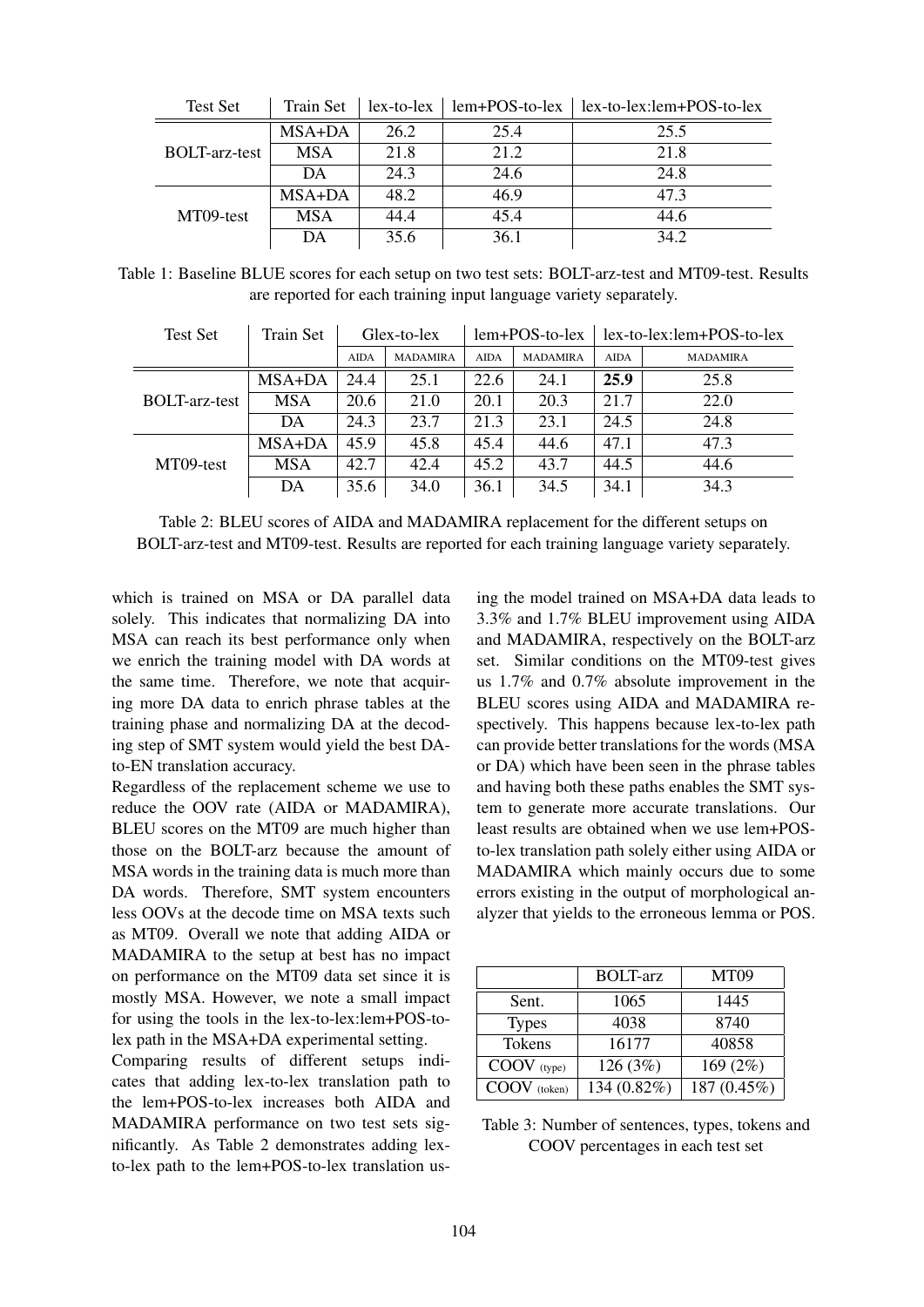| Test Set | Train Set | lex-to-lex | lem+POS-to-lex | lex-to-lex:lem+POS-to-lex |
|---|---|---|---|---|
| BOLT-arz-test | MSA+DA | 26.2 | 25.4 | 25.5 |
| | MSA | 21.8 | 21.2 | 21.8 |
| | DA | 24.3 | 24.6 | 24.8 |
| MT09-test | MSA+DA | 48.2 | 46.9 | 47.3 |
| | MSA | 44.4 | 45.4 | 44.6 |
| | DA | 35.6 | 36.1 | 34.2 |

Table 1: Baseline BLUE scores for each setup on two test sets: BOLT-arz-test and MT09-test. Results are reported for each training input language variety separately.

| Test Set | Train Set | Glex-to-lex | | lem+POS-to-lex | | lex-to-lex:lem+POS-to-lex | |
|---|---|---|---|---|---|---|---|
| | | AIDA | MADAMIRA | AIDA | MADAMIRA | AIDA | MADAMIRA |
| BOLT-arz-test | MSA+DA | 24.4 | 25.1 | 22.6 | 24.1 | **25.9** | 25.8 |
| | MSA | 20.6 | 21.0 | 20.1 | 20.3 | 21.7 | 22.0 |
| | DA | 24.3 | 23.7 | 21.3 | 23.1 | 24.5 | 24.8 |
| MT09-test | MSA+DA | 45.9 | 45.8 | 45.4 | 44.6 | 47.1 | 47.3 |
| | MSA | 42.7 | 42.4 | 45.2 | 43.7 | 44.5 | 44.6 |
| | DA | 35.6 | 34.0 | 36.1 | 34.5 | 34.1 | 34.3 |

Table 2: BLEU scores of AIDA and MADAMIRA replacement for the different setups on BOLT-arz-test and MT09-test. Results are reported for each training language variety separately.

which is trained on MSA or DA parallel data solely. This indicates that normalizing DA into MSA can reach its best performance only when we enrich the training model with DA words at the same time. Therefore, we note that acquiring more DA data to enrich phrase tables at the training phase and normalizing DA at the decoding step of SMT system would yield the best DA-to-EN translation accuracy.

Regardless of the replacement scheme we use to reduce the OOV rate (AIDA or MADAMIRA), BLEU scores on the MT09 are much higher than those on the BOLT-arz because the amount of MSA words in the training data is much more than DA words. Therefore, SMT system encounters less OOVs at the decode time on MSA texts such as MT09. Overall we note that adding AIDA or MADAMIRA to the setup at best has no impact on performance on the MT09 data set since it is mostly MSA. However, we note a small impact for using the tools in the lex-to-lex:lem+POS-to-lex path in the MSA+DA experimental setting.

Comparing results of different setups indicates that adding lex-to-lex translation path to the lem+POS-to-lex increases both AIDA and MADAMIRA performance on two test sets significantly. As Table 2 demonstrates adding lex-to-lex path to the lem+POS-to-lex translation using the model trained on MSA+DA data leads to 3.3% and 1.7% BLEU improvement using AIDA and MADAMIRA, respectively on the BOLT-arz set. Similar conditions on the MT09-test gives us 1.7% and 0.7% absolute improvement in the BLEU scores using AIDA and MADAMIRA respectively. This happens because lex-to-lex path can provide better translations for the words (MSA or DA) which have been seen in the phrase tables and having both these paths enables the SMT system to generate more accurate translations. Our least results are obtained when we use lem+POS-to-lex translation path solely either using AIDA or MADAMIRA which mainly occurs due to some errors existing in the output of morphological analyzer that yields to the erroneous lemma or POS.

| | BOLT-arz | MT09 |
|---|---|---|
| Sent. | 1065 | 1445 |
| Types | 4038 | 8740 |
| Tokens | 16177 | 40858 |
| COOV (type) | 126 (3%) | 169 (2%) |
| COOV (token) | 134 (0.82%) | 187 (0.45%) |

Table 3: Number of sentences, types, tokens and COOV percentages in each test set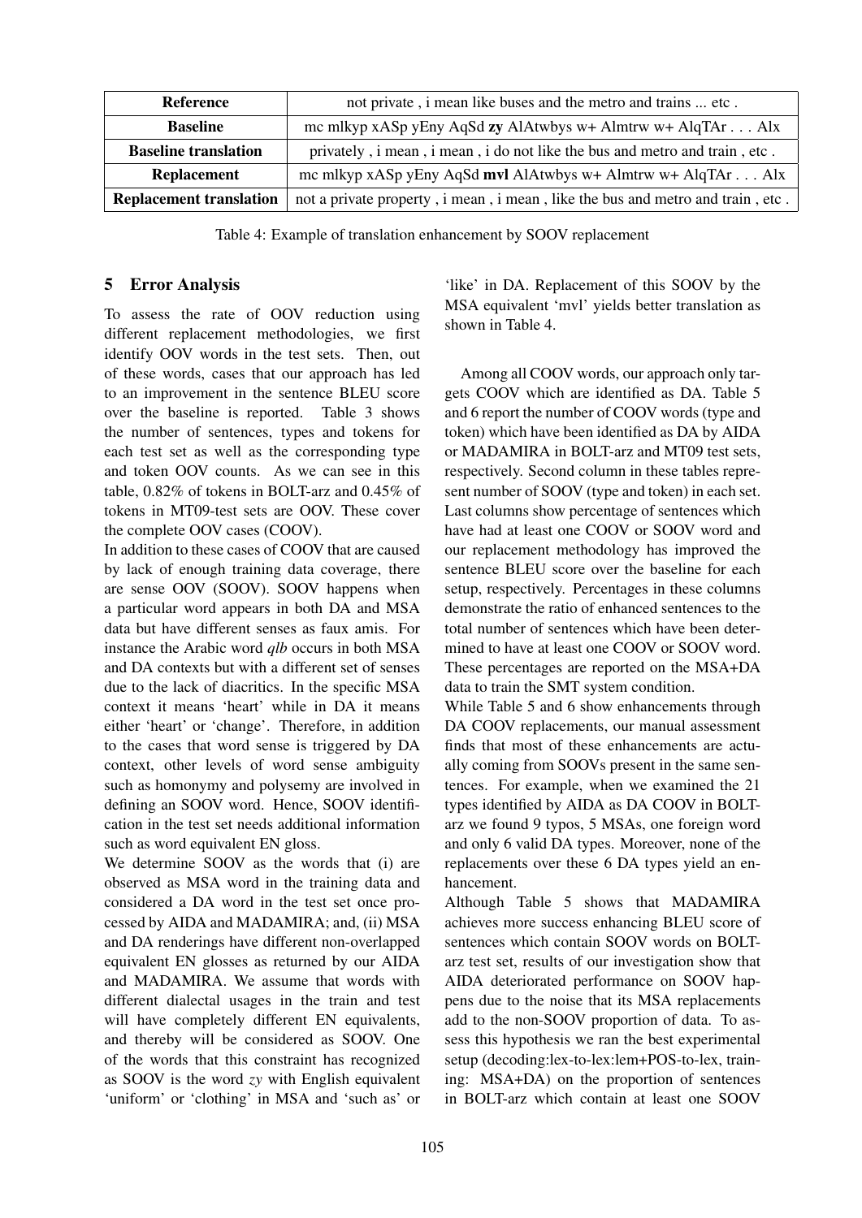| Reference | not private , i mean like buses and the metro and trains ... etc . |
|---|---|
| **Baseline** | mc mlkyp xASp yEny AqSd **zy** AlAtwbys w+ Almtrw w+ AlqTAr . . . Alx |
| **Baseline translation** | privately , i mean , i mean , i do not like the bus and metro and train , etc . |
| **Replacement** | mc mlkyp xASp yEny AqSd **mvl** AlAtwbys w+ Almtrw w+ AlqTAr . . . Alx |
| **Replacement translation** | not a private property , i mean , i mean , like the bus and metro and train , etc . |

Table 4: Example of translation enhancement by SOOV replacement

## 5 Error Analysis

To assess the rate of OOV reduction using different replacement methodologies, we first identify OOV words in the test sets. Then, out of these words, cases that our approach has led to an improvement in the sentence BLEU score over the baseline is reported. Table 3 shows the number of sentences, types and tokens for each test set as well as the corresponding type and token OOV counts. As we can see in this table, 0.82% of tokens in BOLT-arz and 0.45% of tokens in MT09-test sets are OOV. These cover the complete OOV cases (COOV).

In addition to these cases of COOV that are caused by lack of enough training data coverage, there are sense OOV (SOOV). SOOV happens when a particular word appears in both DA and MSA data but have different senses as faux amis. For instance the Arabic word *qlb* occurs in both MSA and DA contexts but with a different set of senses due to the lack of diacritics. In the specific MSA context it means 'heart' while in DA it means either 'heart' or 'change'. Therefore, in addition to the cases that word sense is triggered by DA context, other levels of word sense ambiguity such as homonymy and polysemy are involved in defining an SOOV word. Hence, SOOV identification in the test set needs additional information such as word equivalent EN gloss.

We determine SOOV as the words that (i) are observed as MSA word in the training data and considered a DA word in the test set once processed by AIDA and MADAMIRA; and, (ii) MSA and DA renderings have different non-overlapped equivalent EN glosses as returned by our AIDA and MADAMIRA. We assume that words with different dialectal usages in the train and test will have completely different EN equivalents, and thereby will be considered as SOOV. One of the words that this constraint has recognized as SOOV is the word *zy* with English equivalent 'uniform' or 'clothing' in MSA and 'such as' or 'like' in DA. Replacement of this SOOV by the MSA equivalent 'mvl' yields better translation as shown in Table 4.

Among all COOV words, our approach only targets COOV which are identified as DA. Table 5 and 6 report the number of COOV words (type and token) which have been identified as DA by AIDA or MADAMIRA in BOLT-arz and MT09 test sets, respectively. Second column in these tables represent number of SOOV (type and token) in each set. Last columns show percentage of sentences which have had at least one COOV or SOOV word and our replacement methodology has improved the sentence BLEU score over the baseline for each setup, respectively. Percentages in these columns demonstrate the ratio of enhanced sentences to the total number of sentences which have been determined to have at least one COOV or SOOV word. These percentages are reported on the MSA+DA data to train the SMT system condition.

While Table 5 and 6 show enhancements through DA COOV replacements, our manual assessment finds that most of these enhancements are actually coming from SOOVs present in the same sentences. For example, when we examined the 21 types identified by AIDA as DA COOV in BOLT-arz we found 9 typos, 5 MSAs, one foreign word and only 6 valid DA types. Moreover, none of the replacements over these 6 DA types yield an enhancement.

Although Table 5 shows that MADAMIRA achieves more success enhancing BLEU score of sentences which contain SOOV words on BOLT-arz test set, results of our investigation show that AIDA deteriorated performance on SOOV happens due to the noise that its MSA replacements add to the non-SOOV proportion of data. To assess this hypothesis we ran the best experimental setup (decoding:lex-to-lex:lem+POS-to-lex, training: MSA+DA) on the proportion of sentences in BOLT-arz which contain at least one SOOV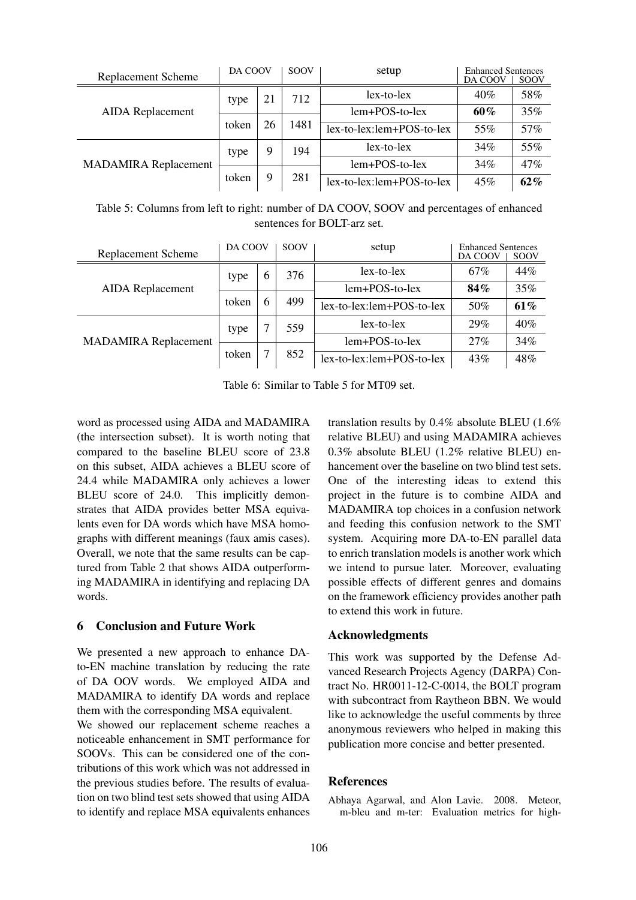| Replacement Scheme | DA COOV | | SOOV | setup | Enhanced Sentences | |
|---|---|---|---|---|---|---|
| | | | | | DA COOV | SOOV |
| AIDA Replacement | type | 21 | 712 | lex-to-lex | 40% | 58% |
| | | | | lem+POS-to-lex | **60%** | 35% |
| | token | 26 | 1481 | lex-to-lex:lem+POS-to-lex | 55% | 57% |
| MADAMIRA Replacement | type | 9 | 194 | lex-to-lex | 34% | 55% |
| | | | | lem+POS-to-lex | 34% | 47% |
| | token | 9 | 281 | lex-to-lex:lem+POS-to-lex | 45% | **62%** |

Table 5: Columns from left to right: number of DA COOV, SOOV and percentages of enhanced sentences for BOLT-arz set.

| Replacement Scheme | DA COOV | | SOOV | setup | Enhanced Sentences | |
|---|---|---|---|---|---|---|
| | | | | | DA COOV | SOOV |
| AIDA Replacement | type | 6 | 376 | lex-to-lex | 67% | 44% |
| | | | | lem+POS-to-lex | **84%** | 35% |
| | token | 6 | 499 | lex-to-lex:lem+POS-to-lex | 50% | **61%** |
| MADAMIRA Replacement | type | 7 | 559 | lex-to-lex | 29% | 40% |
| | | | | lem+POS-to-lex | 27% | 34% |
| | token | 7 | 852 | lex-to-lex:lem+POS-to-lex | 43% | 48% |

Table 6: Similar to Table 5 for MT09 set.

word as processed using AIDA and MADAMIRA (the intersection subset). It is worth noting that compared to the baseline BLEU score of 23.8 on this subset, AIDA achieves a BLEU score of 24.4 while MADAMIRA only achieves a lower BLEU score of 24.0. This implicitly demonstrates that AIDA provides better MSA equivalents even for DA words which have MSA homographs with different meanings (faux amis cases). Overall, we note that the same results can be captured from Table 2 that shows AIDA outperforming MADAMIRA in identifying and replacing DA words.

## 6 Conclusion and Future Work

We presented a new approach to enhance DA-to-EN machine translation by reducing the rate of DA OOV words. We employed AIDA and MADAMIRA to identify DA words and replace them with the corresponding MSA equivalent.

We showed our replacement scheme reaches a noticeable enhancement in SMT performance for SOOVs. This can be considered one of the contributions of this work which was not addressed in the previous studies before. The results of evaluation on two blind test sets showed that using AIDA to identify and replace MSA equivalents enhances translation results by 0.4% absolute BLEU (1.6% relative BLEU) and using MADAMIRA achieves 0.3% absolute BLEU (1.2% relative BLEU) enhancement over the baseline on two blind test sets. One of the interesting ideas to extend this project in the future is to combine AIDA and MADAMIRA top choices in a confusion network and feeding this confusion network to the SMT system. Acquiring more DA-to-EN parallel data to enrich translation models is another work which we intend to pursue later. Moreover, evaluating possible effects of different genres and domains on the framework efficiency provides another path to extend this work in future.

### Acknowledgments

This work was supported by the Defense Advanced Research Projects Agency (DARPA) Contract No. HR0011-12-C-0014, the BOLT program with subcontract from Raytheon BBN. We would like to acknowledge the useful comments by three anonymous reviewers who helped in making this publication more concise and better presented.

## References

Abhaya Agarwal, and Alon Lavie. 2008. Meteor, m-bleu and m-ter: Evaluation metrics for high-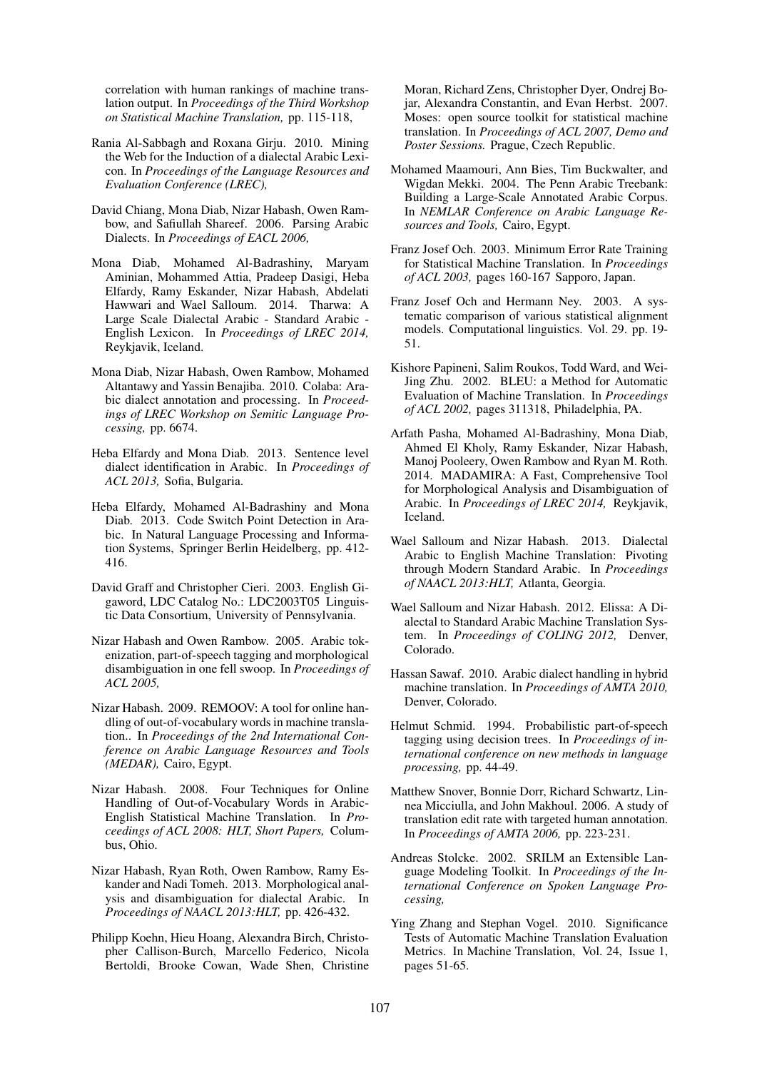correlation with human rankings of machine translation output. In *Proceedings of the Third Workshop on Statistical Machine Translation,* pp. 115-118,

Rania Al-Sabbagh and Roxana Girju. 2010. Mining the Web for the Induction of a dialectal Arabic Lexicon. In *Proceedings of the Language Resources and Evaluation Conference (LREC),*

David Chiang, Mona Diab, Nizar Habash, Owen Rambow, and Safiullah Shareef. 2006. Parsing Arabic Dialects. In *Proceedings of EACL 2006,*

Mona Diab, Mohamed Al-Badrashiny, Maryam Aminian, Mohammed Attia, Pradeep Dasigi, Heba Elfardy, Ramy Eskander, Nizar Habash, Abdelati Hawwari and Wael Salloum. 2014. Tharwa: A Large Scale Dialectal Arabic - Standard Arabic - English Lexicon. In *Proceedings of LREC 2014,* Reykjavik, Iceland.

Mona Diab, Nizar Habash, Owen Rambow, Mohamed Altantawy and Yassin Benajiba. 2010. Colaba: Arabic dialect annotation and processing. In *Proceedings of LREC Workshop on Semitic Language Processing,* pp. 6674.

Heba Elfardy and Mona Diab. 2013. Sentence level dialect identification in Arabic. In *Proceedings of ACL 2013,* Sofia, Bulgaria.

Heba Elfardy, Mohamed Al-Badrashiny and Mona Diab. 2013. Code Switch Point Detection in Arabic. In Natural Language Processing and Information Systems, Springer Berlin Heidelberg, pp. 412-416.

David Graff and Christopher Cieri. 2003. English Gigaword, LDC Catalog No.: LDC2003T05 Linguistic Data Consortium, University of Pennsylvania.

Nizar Habash and Owen Rambow. 2005. Arabic tokenization, part-of-speech tagging and morphological disambiguation in one fell swoop. In *Proceedings of ACL 2005,*

Nizar Habash. 2009. REMOOV: A tool for online handling of out-of-vocabulary words in machine translation.. In *Proceedings of the 2nd International Conference on Arabic Language Resources and Tools (MEDAR),* Cairo, Egypt.

Nizar Habash. 2008. Four Techniques for Online Handling of Out-of-Vocabulary Words in Arabic-English Statistical Machine Translation. In *Proceedings of ACL 2008: HLT, Short Papers,* Columbus, Ohio.

Nizar Habash, Ryan Roth, Owen Rambow, Ramy Eskander and Nadi Tomeh. 2013. Morphological analysis and disambiguation for dialectal Arabic. In *Proceedings of NAACL 2013:HLT,* pp. 426-432.

Philipp Koehn, Hieu Hoang, Alexandra Birch, Christopher Callison-Burch, Marcello Federico, Nicola Bertoldi, Brooke Cowan, Wade Shen, Christine Moran, Richard Zens, Christopher Dyer, Ondrej Bojar, Alexandra Constantin, and Evan Herbst. 2007. Moses: open source toolkit for statistical machine translation. In *Proceedings of ACL 2007, Demo and Poster Sessions.* Prague, Czech Republic.

Mohamed Maamouri, Ann Bies, Tim Buckwalter, and Wigdan Mekki. 2004. The Penn Arabic Treebank: Building a Large-Scale Annotated Arabic Corpus. In *NEMLAR Conference on Arabic Language Resources and Tools,* Cairo, Egypt.

Franz Josef Och. 2003. Minimum Error Rate Training for Statistical Machine Translation. In *Proceedings of ACL 2003,* pages 160-167 Sapporo, Japan.

Franz Josef Och and Hermann Ney. 2003. A systematic comparison of various statistical alignment models. Computational linguistics. Vol. 29. pp. 19-51.

Kishore Papineni, Salim Roukos, Todd Ward, and Wei-Jing Zhu. 2002. BLEU: a Method for Automatic Evaluation of Machine Translation. In *Proceedings of ACL 2002,* pages 311318, Philadelphia, PA.

Arfath Pasha, Mohamed Al-Badrashiny, Mona Diab, Ahmed El Kholy, Ramy Eskander, Nizar Habash, Manoj Pooleery, Owen Rambow and Ryan M. Roth. 2014. MADAMIRA: A Fast, Comprehensive Tool for Morphological Analysis and Disambiguation of Arabic. In *Proceedings of LREC 2014,* Reykjavik, Iceland.

Wael Salloum and Nizar Habash. 2013. Dialectal Arabic to English Machine Translation: Pivoting through Modern Standard Arabic. In *Proceedings of NAACL 2013:HLT,* Atlanta, Georgia.

Wael Salloum and Nizar Habash. 2012. Elissa: A Dialectal to Standard Arabic Machine Translation System. In *Proceedings of COLING 2012,* Denver, Colorado.

Hassan Sawaf. 2010. Arabic dialect handling in hybrid machine translation. In *Proceedings of AMTA 2010,* Denver, Colorado.

Helmut Schmid. 1994. Probabilistic part-of-speech tagging using decision trees. In *Proceedings of international conference on new methods in language processing,* pp. 44-49.

Matthew Snover, Bonnie Dorr, Richard Schwartz, Linnea Micciulla, and John Makhoul. 2006. A study of translation edit rate with targeted human annotation. In *Proceedings of AMTA 2006,* pp. 223-231.

Andreas Stolcke. 2002. SRILM an Extensible Language Modeling Toolkit. In *Proceedings of the International Conference on Spoken Language Processing,*

Ying Zhang and Stephan Vogel. 2010. Significance Tests of Automatic Machine Translation Evaluation Metrics. In Machine Translation, Vol. 24, Issue 1, pages 51-65.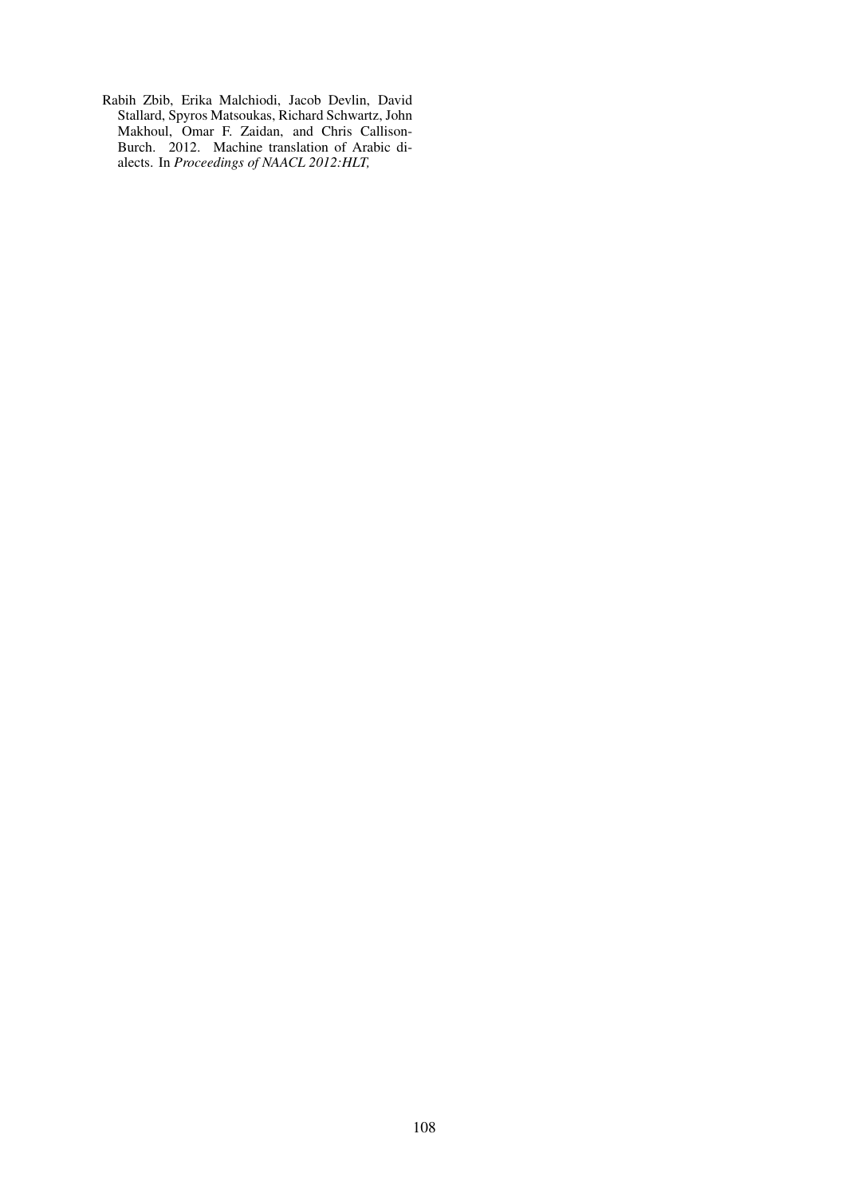Rabih Zbib, Erika Malchiodi, Jacob Devlin, David Stallard, Spyros Matsoukas, Richard Schwartz, John Makhoul, Omar F. Zaidan, and Chris Callison-Burch. 2012. Machine translation of Arabic dialects. In *Proceedings of NAACL 2012:HLT,*